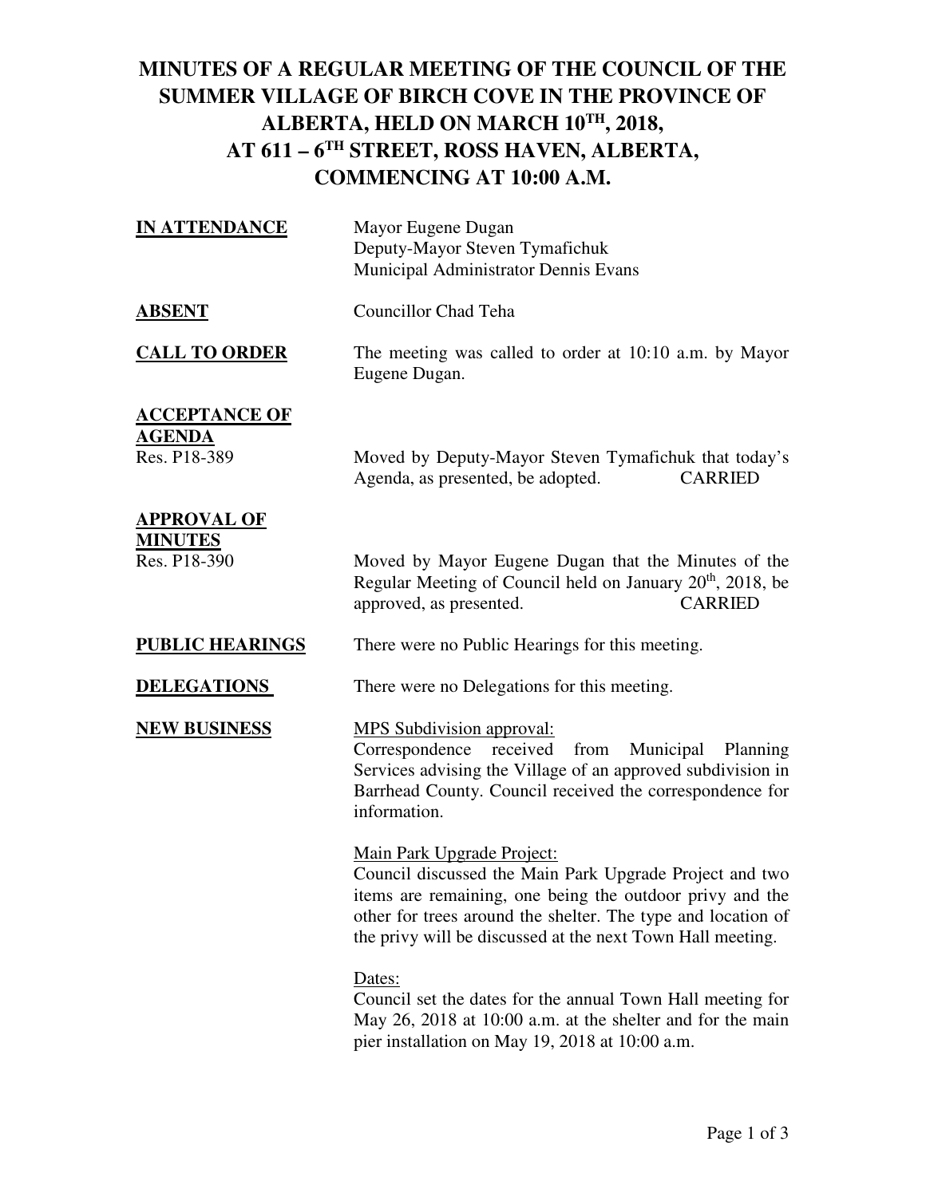# MINUTES OF A REGULAR MEETING OF THE COUNCIL OF THE SUMMER VILLAGE OF BIRCH COVE IN THE PROVINCE OF ALBERTA, HELD ON MARCH 10TH, 2018, AT 611 – 6TH STREET, ROSS HAVEN, ALBERTA, COMMENCING AT 10:00 A.M.

**IN ATTENDANCE**

Mayor Eugene Dugan
Deputy-Mayor Steven Tymafichuk
Municipal Administrator Dennis Evans

**ABSENT**

Councillor Chad Teha

**CALL TO ORDER**

The meeting was called to order at 10:10 a.m. by Mayor Eugene Dugan.

**ACCEPTANCE OF AGENDA**

Res. P18-389

Moved by Deputy-Mayor Steven Tymafichuk that today's Agenda, as presented, be adopted. CARRIED

**APPROVAL OF MINUTES**

Res. P18-390

Moved by Mayor Eugene Dugan that the Minutes of the Regular Meeting of Council held on January 20th, 2018, be approved, as presented. CARRIED

**PUBLIC HEARINGS**

There were no Public Hearings for this meeting.

**DELEGATIONS**

There were no Delegations for this meeting.

**NEW BUSINESS**

MPS Subdivision approval:
Correspondence received from Municipal Planning Services advising the Village of an approved subdivision in Barrhead County. Council received the correspondence for information.

Main Park Upgrade Project:
Council discussed the Main Park Upgrade Project and two items are remaining, one being the outdoor privy and the other for trees around the shelter. The type and location of the privy will be discussed at the next Town Hall meeting.

Dates:
Council set the dates for the annual Town Hall meeting for May 26, 2018 at 10:00 a.m. at the shelter and for the main pier installation on May 19, 2018 at 10:00 a.m.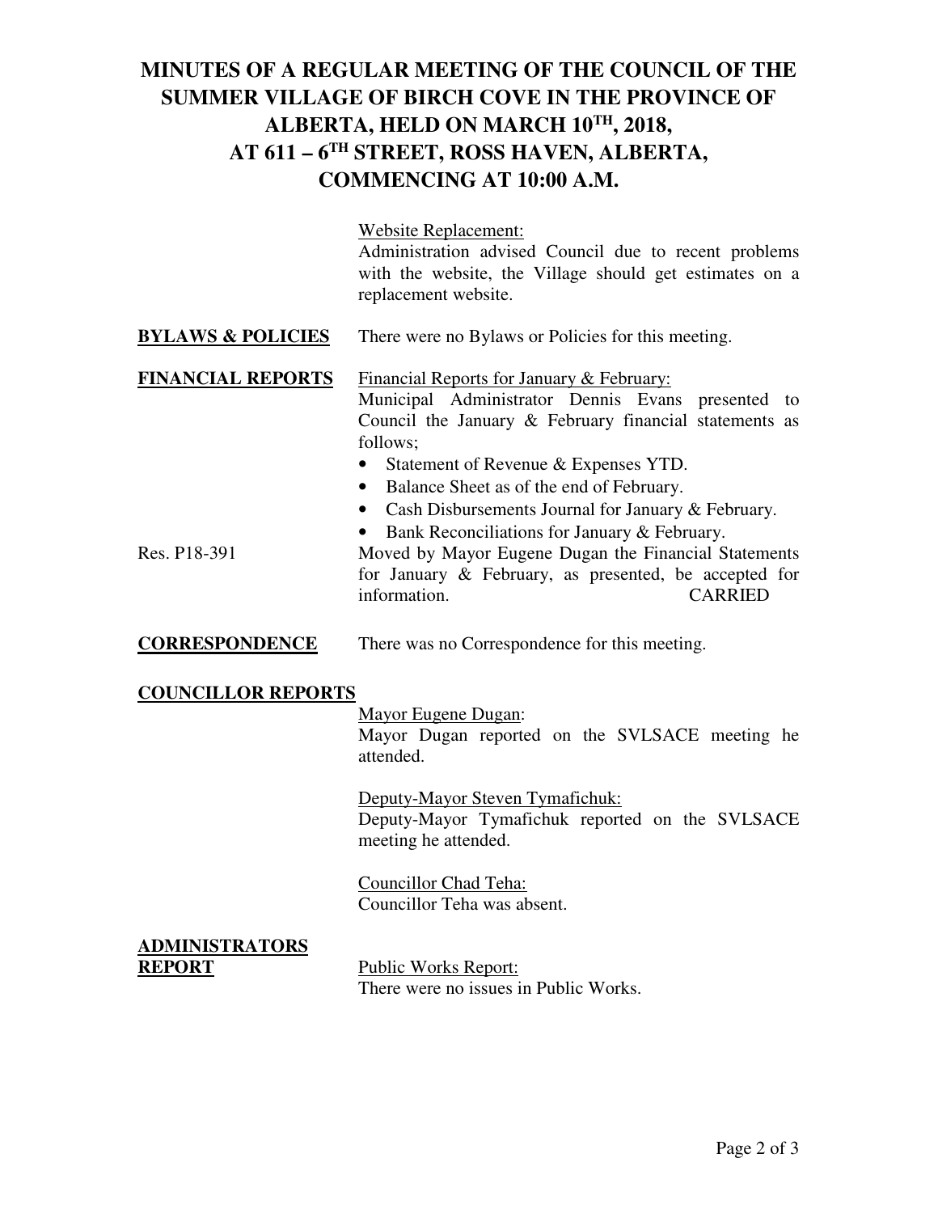# MINUTES OF A REGULAR MEETING OF THE COUNCIL OF THE SUMMER VILLAGE OF BIRCH COVE IN THE PROVINCE OF ALBERTA, HELD ON MARCH 10TH, 2018, AT 611 – 6TH STREET, ROSS HAVEN, ALBERTA, COMMENCING AT 10:00 A.M.

Website Replacement:
Administration advised Council due to recent problems with the website, the Village should get estimates on a replacement website.

**BYLAWS & POLICIES** There were no Bylaws or Policies for this meeting.

**FINANCIAL REPORTS** Financial Reports for January & February:
Municipal Administrator Dennis Evans presented to Council the January & February financial statements as follows;

- Statement of Revenue & Expenses YTD.
- Balance Sheet as of the end of February.
- Cash Disbursements Journal for January & February.
- Bank Reconciliations for January & February.

Res. P18-391 Moved by Mayor Eugene Dugan the Financial Statements for January & February, as presented, be accepted for information. CARRIED

**CORRESPONDENCE** There was no Correspondence for this meeting.

**COUNCILLOR REPORTS**

Mayor Eugene Dugan:
Mayor Dugan reported on the SVLSACE meeting he attended.

Deputy-Mayor Steven Tymafichuk:
Deputy-Mayor Tymafichuk reported on the SVLSACE meeting he attended.

Councillor Chad Teha:
Councillor Teha was absent.

**ADMINISTRATORS REPORT** Public Works Report:
There were no issues in Public Works.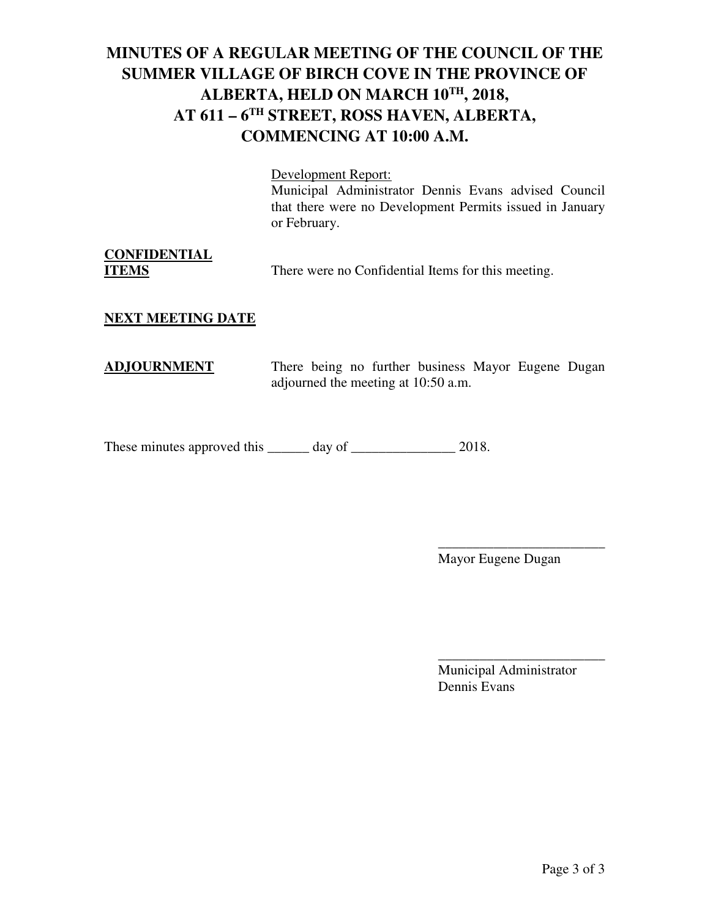# MINUTES OF A REGULAR MEETING OF THE COUNCIL OF THE SUMMER VILLAGE OF BIRCH COVE IN THE PROVINCE OF ALBERTA, HELD ON MARCH 10TH, 2018, AT 611 – 6TH STREET, ROSS HAVEN, ALBERTA, COMMENCING AT 10:00 A.M.

Development Report:
Municipal Administrator Dennis Evans advised Council that there were no Development Permits issued in January or February.

**CONFIDENTIAL ITEMS**

There were no Confidential Items for this meeting.

**NEXT MEETING DATE**

**ADJOURNMENT**

There being no further business Mayor Eugene Dugan adjourned the meeting at 10:50 a.m.

These minutes approved this ______ day of _______________ 2018.

_________________________
Mayor Eugene Dugan

_________________________
Municipal Administrator
Dennis Evans